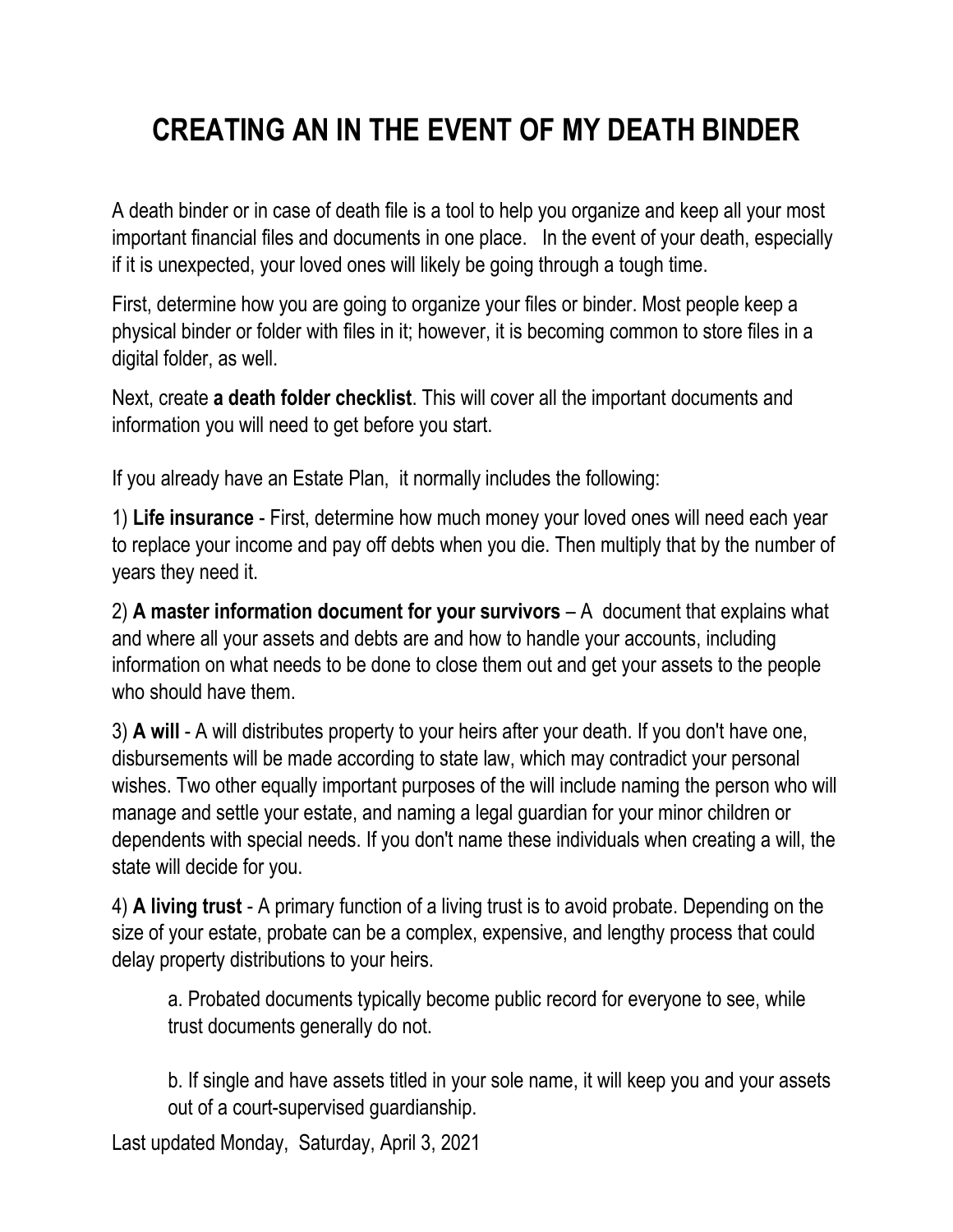# CREATING AN IN THE EVENT OF MY DEATH BINDER

A death binder or in case of death file is a tool to help you organize and keep all your most important financial files and documents in one place. In the event of your death, especially if it is unexpected, your loved ones will likely be going through a tough time.

First, determine how you are going to organize your files or binder. Most people keep a physical binder or folder with files in it; however, it is becoming common to store files in a digital folder, as well.

Next, create **a death folder checklist**. This will cover all the important documents and information you will need to get before you start.

If you already have an Estate Plan, it normally includes the following:

1) **Life insurance** - First, determine how much money your loved ones will need each year to replace your income and pay off debts when you die. Then multiply that by the number of years they need it.

2) **A master information document for your survivors** – A document that explains what and where all your assets and debts are and how to handle your accounts, including information on what needs to be done to close them out and get your assets to the people who should have them.

3) **A will** - A will distributes property to your heirs after your death. If you don't have one, disbursements will be made according to state law, which may contradict your personal wishes. Two other equally important purposes of the will include naming the person who will manage and settle your estate, and naming a legal guardian for your minor children or dependents with special needs. If you don't name these individuals when creating a will, the state will decide for you.

4) **A living trust** - A primary function of a living trust is to avoid probate. Depending on the size of your estate, probate can be a complex, expensive, and lengthy process that could delay property distributions to your heirs.

   a. Probated documents typically become public record for everyone to see, while trust documents generally do not.

   b. If single and have assets titled in your sole name, it will keep you and your assets out of a court-supervised guardianship.

Last updated Monday, Saturday, April 3, 2021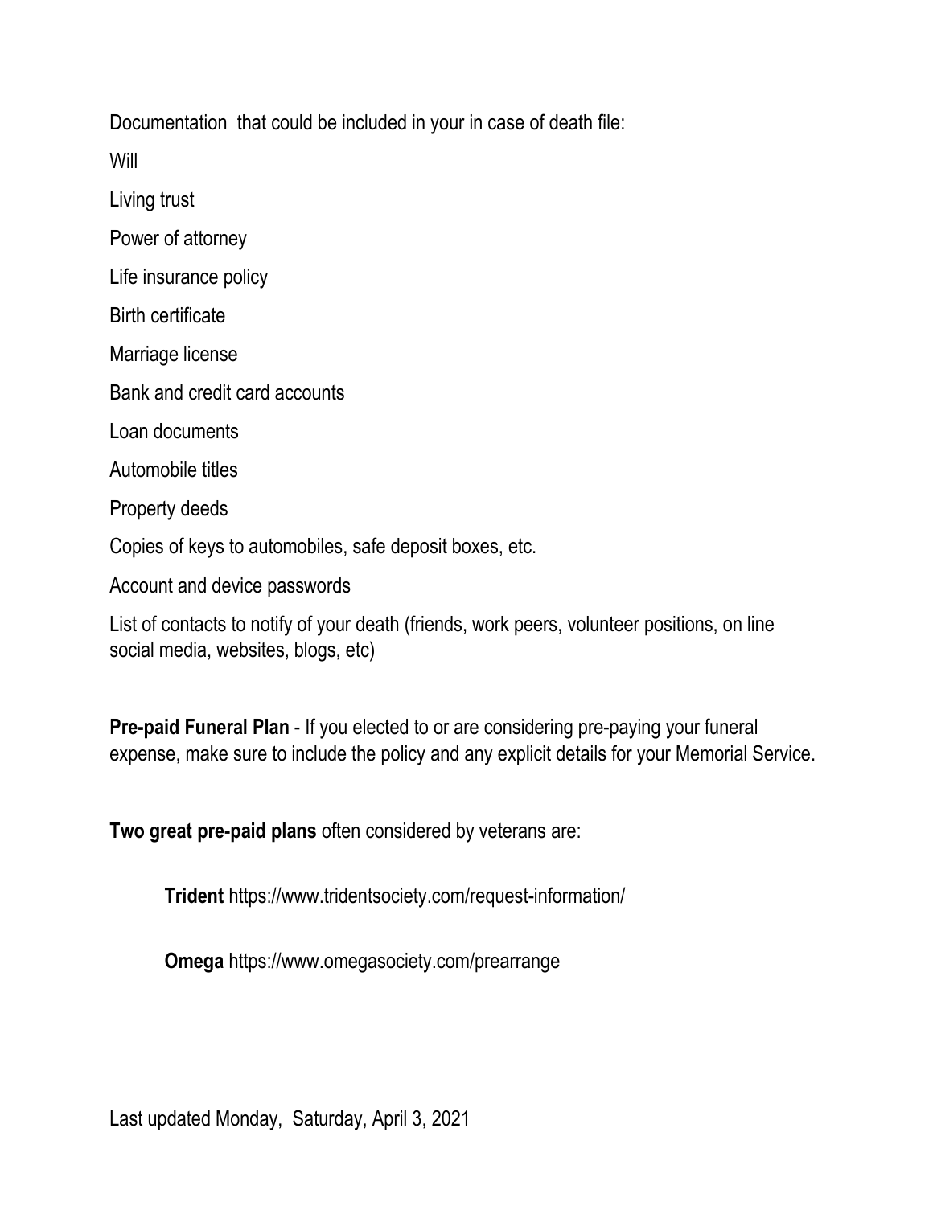Documentation  that could be included in your in case of death file:

Will

Living trust

Power of attorney

Life insurance policy

Birth certificate

Marriage license

Bank and credit card accounts

Loan documents

Automobile titles

Property deeds

Copies of keys to automobiles, safe deposit boxes, etc.

Account and device passwords

List of contacts to notify of your death (friends, work peers, volunteer positions, on line social media, websites, blogs, etc)

**Pre-paid Funeral Plan** - If you elected to or are considering pre-paying your funeral expense, make sure to include the policy and any explicit details for your Memorial Service.

**Two great pre-paid plans** often considered by veterans are:

> **Trident** https://www.tridentsociety.com/request-information/
>
> **Omega** https://www.omegasociety.com/prearrange

Last updated Monday,  Saturday, April 3, 2021